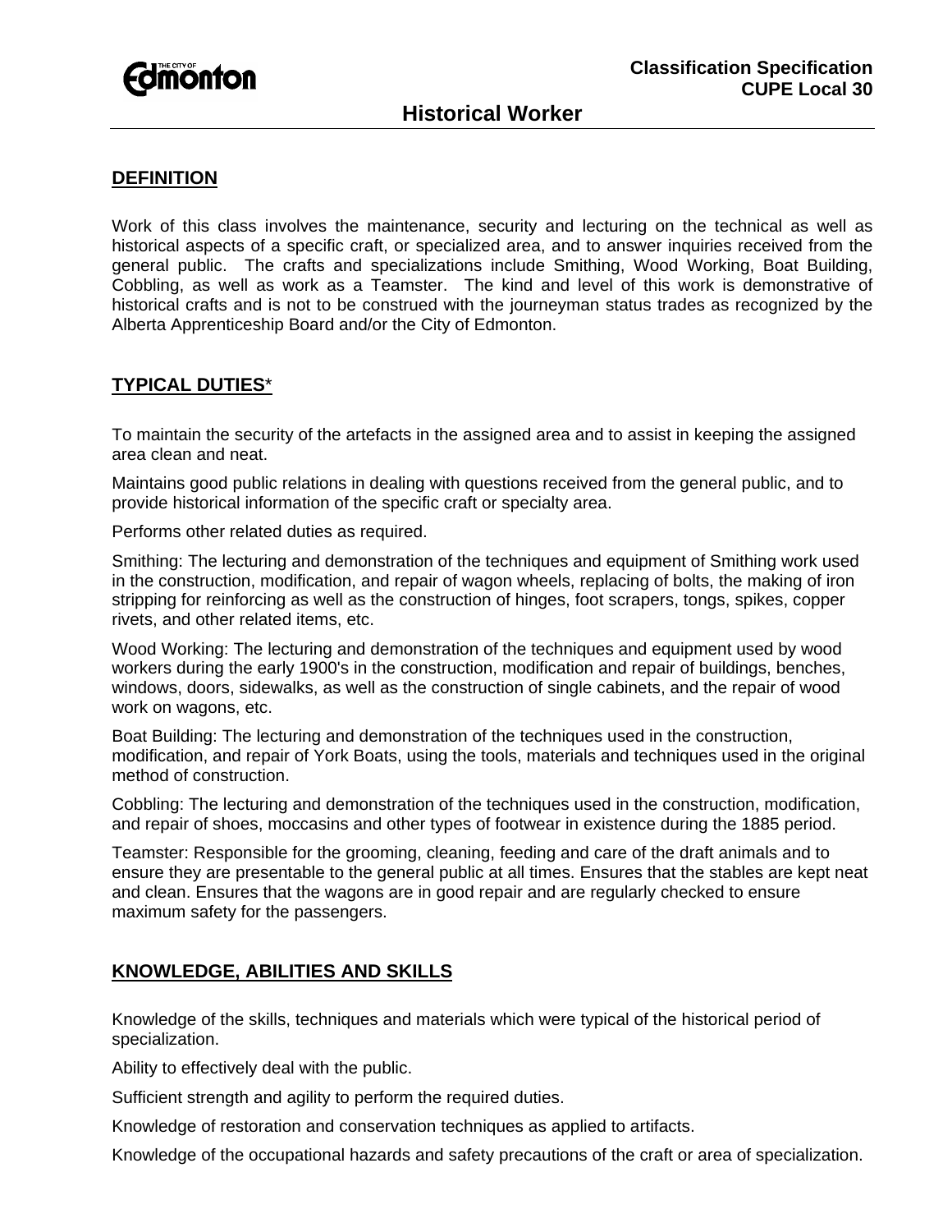Classification Specification
CUPE Local 30

# Historical Worker

## DEFINITION

Work of this class involves the maintenance, security and lecturing on the technical as well as historical aspects of a specific craft, or specialized area, and to answer inquiries received from the general public. The crafts and specializations include Smithing, Wood Working, Boat Building, Cobbling, as well as work as a Teamster. The kind and level of this work is demonstrative of historical crafts and is not to be construed with the journeyman status trades as recognized by the Alberta Apprenticeship Board and/or the City of Edmonton.

## TYPICAL DUTIES*

To maintain the security of the artefacts in the assigned area and to assist in keeping the assigned area clean and neat.

Maintains good public relations in dealing with questions received from the general public, and to provide historical information of the specific craft or specialty area.

Performs other related duties as required.

Smithing: The lecturing and demonstration of the techniques and equipment of Smithing work used in the construction, modification, and repair of wagon wheels, replacing of bolts, the making of iron stripping for reinforcing as well as the construction of hinges, foot scrapers, tongs, spikes, copper rivets, and other related items, etc.

Wood Working: The lecturing and demonstration of the techniques and equipment used by wood workers during the early 1900's in the construction, modification and repair of buildings, benches, windows, doors, sidewalks, as well as the construction of single cabinets, and the repair of wood work on wagons, etc.

Boat Building: The lecturing and demonstration of the techniques used in the construction, modification, and repair of York Boats, using the tools, materials and techniques used in the original method of construction.

Cobbling: The lecturing and demonstration of the techniques used in the construction, modification, and repair of shoes, moccasins and other types of footwear in existence during the 1885 period.

Teamster: Responsible for the grooming, cleaning, feeding and care of the draft animals and to ensure they are presentable to the general public at all times. Ensures that the stables are kept neat and clean. Ensures that the wagons are in good repair and are regularly checked to ensure maximum safety for the passengers.

## KNOWLEDGE, ABILITIES AND SKILLS

Knowledge of the skills, techniques and materials which were typical of the historical period of specialization.

Ability to effectively deal with the public.

Sufficient strength and agility to perform the required duties.

Knowledge of restoration and conservation techniques as applied to artifacts.

Knowledge of the occupational hazards and safety precautions of the craft or area of specialization.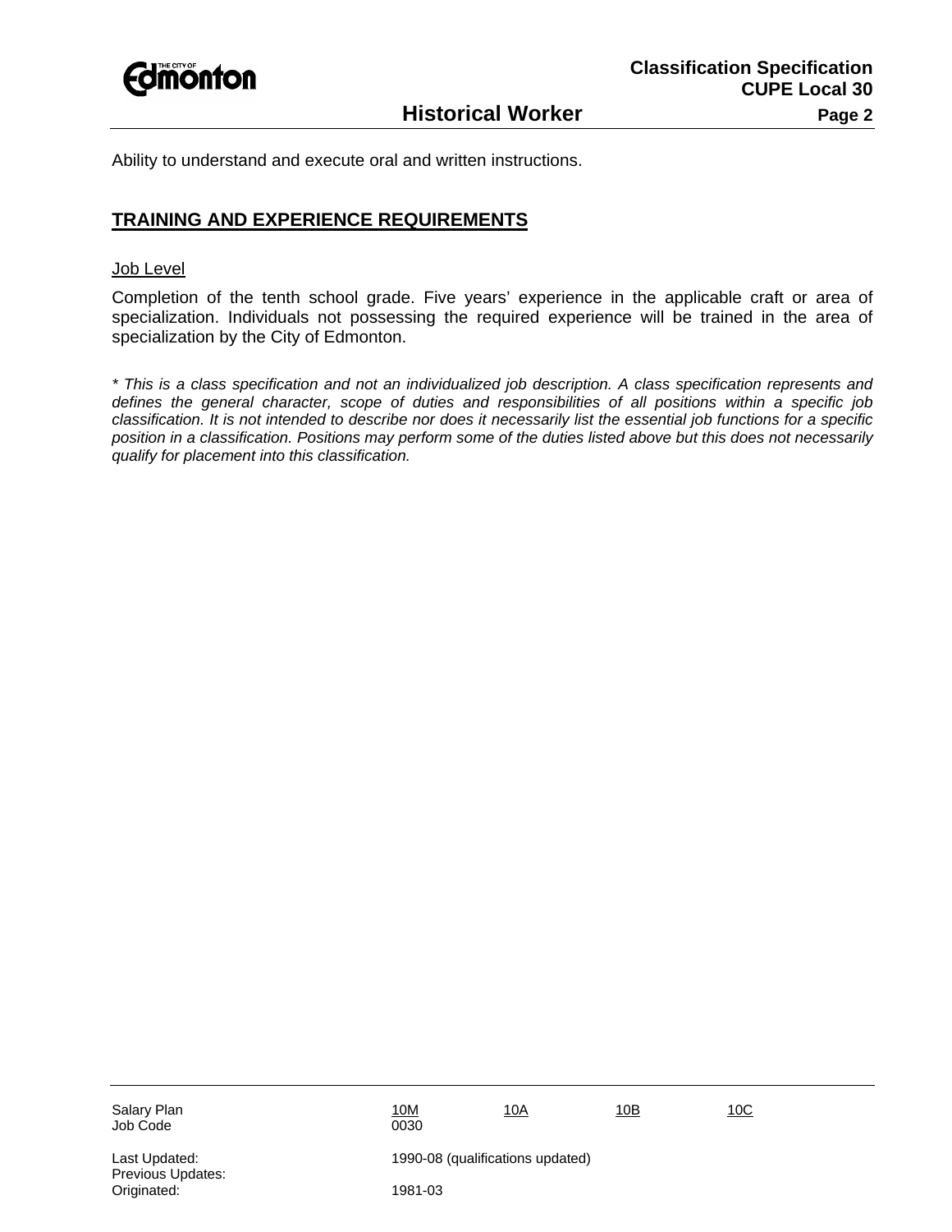Ability to understand and execute oral and written instructions.

## TRAINING AND EXPERIENCE REQUIREMENTS

Job Level

Completion of the tenth school grade. Five years' experience in the applicable craft or area of specialization. Individuals not possessing the required experience will be trained in the area of specialization by the City of Edmonton.

*\* This is a class specification and not an individualized job description. A class specification represents and defines the general character, scope of duties and responsibilities of all positions within a specific job classification. It is not intended to describe nor does it necessarily list the essential job functions for a specific position in a classification. Positions may perform some of the duties listed above but this does not necessarily qualify for placement into this classification.*

| | | | | |
|---|---|---|---|---|
| Salary Plan | 10M | 10A | 10B | 10C |
| Job Code | 0030 | | | |

| | |
|---|---|
| Last Updated: | 1990-08 (qualifications updated) |
| Previous Updates: | |
| Originated: | 1981-03 |